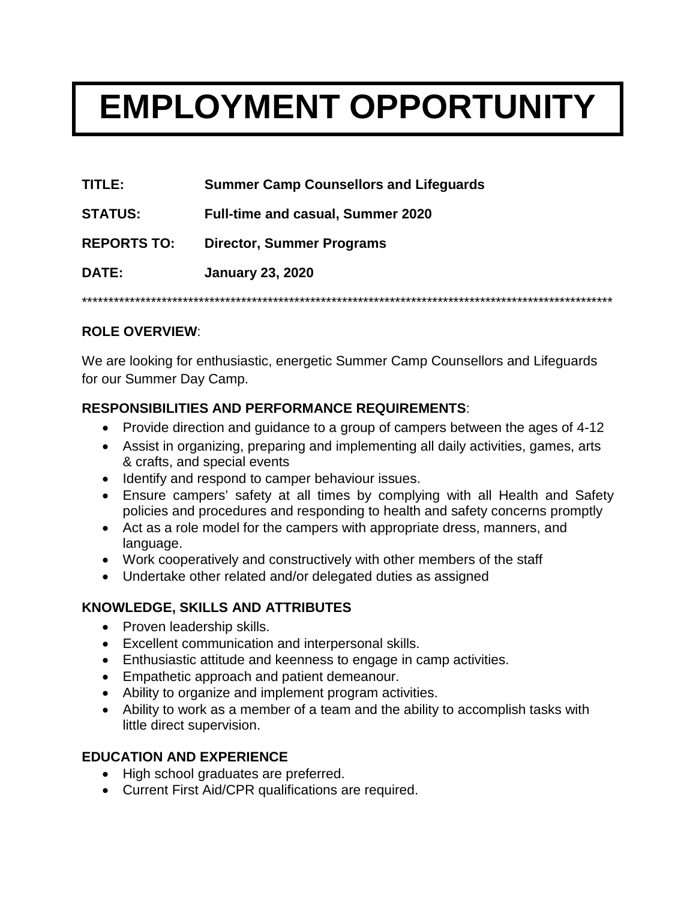# EMPLOYMENT OPPORTUNITY

**TITLE:** **Summer Camp Counsellors and Lifeguards**

**STATUS:** **Full-time and casual, Summer 2020**

**REPORTS TO:** **Director, Summer Programs**

**DATE:** **January 23, 2020**

*****************************************************************************************************

**ROLE OVERVIEW**:

We are looking for enthusiastic, energetic Summer Camp Counsellors and Lifeguards for our Summer Day Camp.

**RESPONSIBILITIES AND PERFORMANCE REQUIREMENTS**:

- Provide direction and guidance to a group of campers between the ages of 4-12
- Assist in organizing, preparing and implementing all daily activities, games, arts & crafts, and special events
- Identify and respond to camper behaviour issues.
- Ensure campers' safety at all times by complying with all Health and Safety policies and procedures and responding to health and safety concerns promptly
- Act as a role model for the campers with appropriate dress, manners, and language.
- Work cooperatively and constructively with other members of the staff
- Undertake other related and/or delegated duties as assigned

**KNOWLEDGE, SKILLS AND ATTRIBUTES**

- Proven leadership skills.
- Excellent communication and interpersonal skills.
- Enthusiastic attitude and keenness to engage in camp activities.
- Empathetic approach and patient demeanour.
- Ability to organize and implement program activities.
- Ability to work as a member of a team and the ability to accomplish tasks with little direct supervision.

**EDUCATION AND EXPERIENCE**

- High school graduates are preferred.
- Current First Aid/CPR qualifications are required.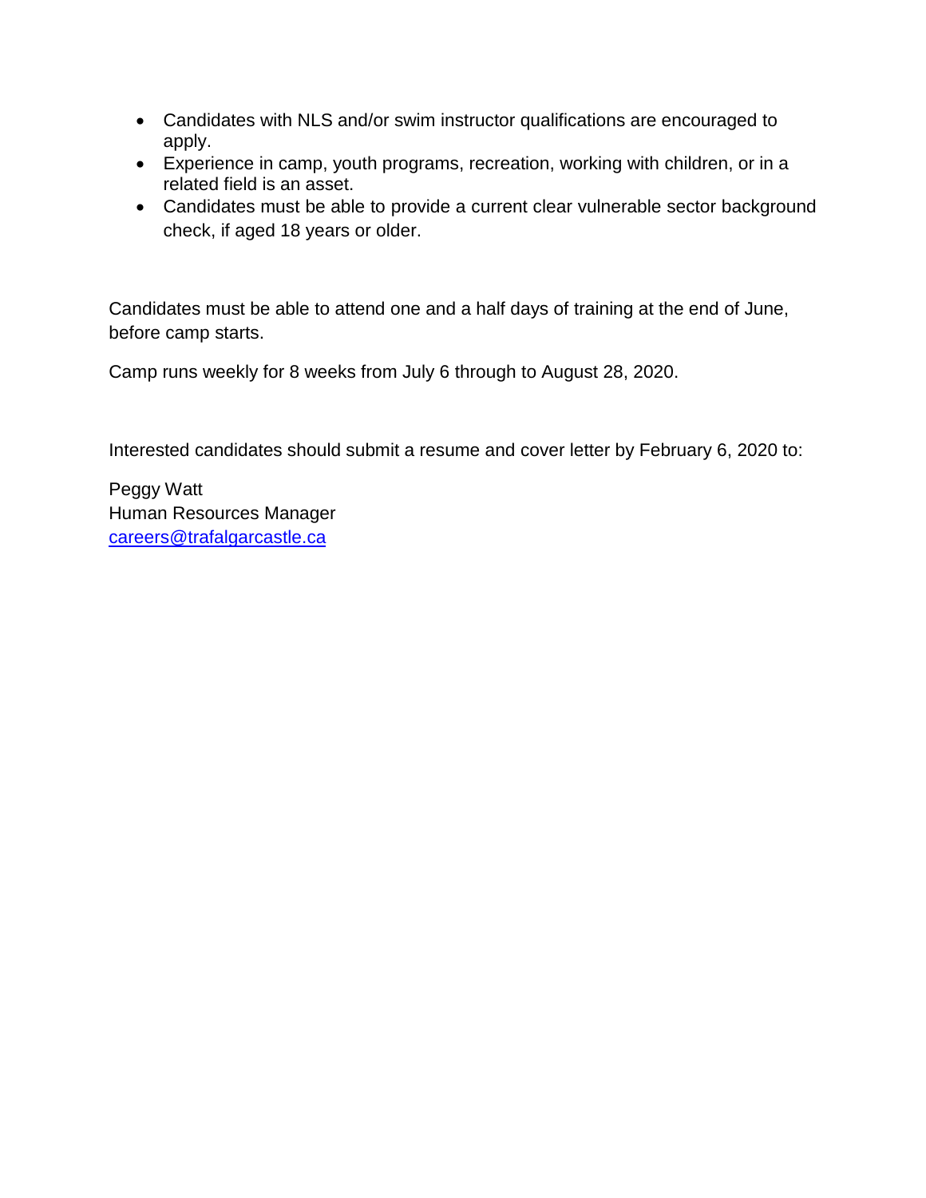- Candidates with NLS and/or swim instructor qualifications are encouraged to apply.
- Experience in camp, youth programs, recreation, working with children, or in a related field is an asset.
- Candidates must be able to provide a current clear vulnerable sector background check, if aged 18 years or older.

Candidates must be able to attend one and a half days of training at the end of June, before camp starts.

Camp runs weekly for 8 weeks from July 6 through to August 28, 2020.

Interested candidates should submit a resume and cover letter by February 6, 2020 to:

Peggy Watt
Human Resources Manager
careers@trafalgarcastle.ca